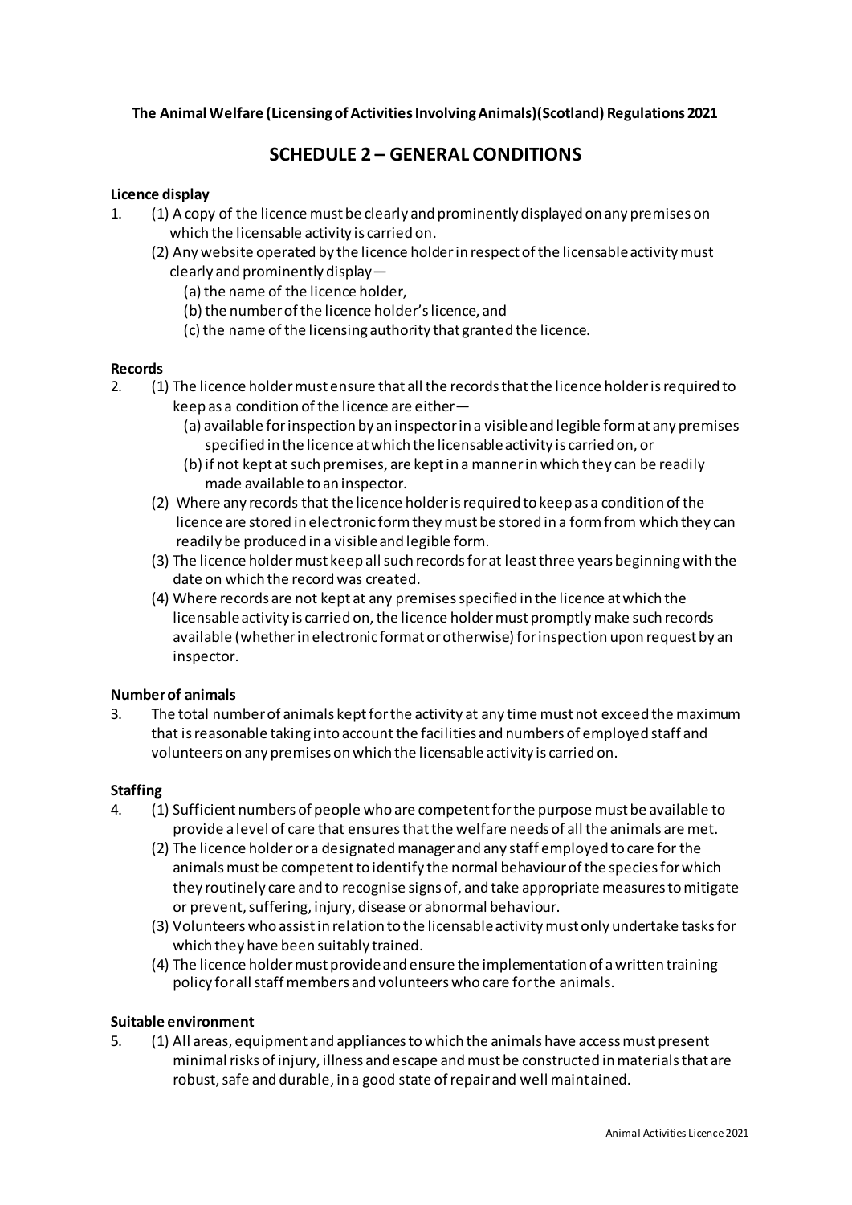**The Animal Welfare (Licensing of Activities Involving Animals)(Scotland) Regulations 2021**

# SCHEDULE 2 – GENERAL CONDITIONS

**Licence display**

1. (1) A copy of the licence must be clearly and prominently displayed on any premises on which the licensable activity is carried on.
   (2) Any website operated by the licence holder in respect of the licensable activity must clearly and prominently display—
      (a) the name of the licence holder,
      (b) the number of the licence holder's licence, and
      (c) the name of the licensing authority that granted the licence.

**Records**

2. (1) The licence holder must ensure that all the records that the licence holder is required to keep as a condition of the licence are either—
      (a) available for inspection by an inspector in a visible and legible form at any premises specified in the licence at which the licensable activity is carried on, or
      (b) if not kept at such premises, are kept in a manner in which they can be readily made available to an inspector.
   (2) Where any records that the licence holder is required to keep as a condition of the licence are stored in electronic form they must be stored in a form from which they can readily be produced in a visible and legible form.
   (3) The licence holder must keep all such records for at least three years beginning with the date on which the record was created.
   (4) Where records are not kept at any premises specified in the licence at which the licensable activity is carried on, the licence holder must promptly make such records available (whether in electronic format or otherwise) for inspection upon request by an inspector.

**Number of animals**

3. The total number of animals kept for the activity at any time must not exceed the maximum that is reasonable taking into account the facilities and numbers of employed staff and volunteers on any premises on which the licensable activity is carried on.

**Staffing**

4. (1) Sufficient numbers of people who are competent for the purpose must be available to provide a level of care that ensures that the welfare needs of all the animals are met.
   (2) The licence holder or a designated manager and any staff employed to care for the animals must be competent to identify the normal behaviour of the species for which they routinely care and to recognise signs of, and take appropriate measures to mitigate or prevent, suffering, injury, disease or abnormal behaviour.
   (3) Volunteers who assist in relation to the licensable activity must only undertake tasks for which they have been suitably trained.
   (4) The licence holder must provide and ensure the implementation of a written training policy for all staff members and volunteers who care for the animals.

**Suitable environment**

5. (1) All areas, equipment and appliances to which the animals have access must present minimal risks of injury, illness and escape and must be constructed in materials that are robust, safe and durable, in a good state of repair and well maintained.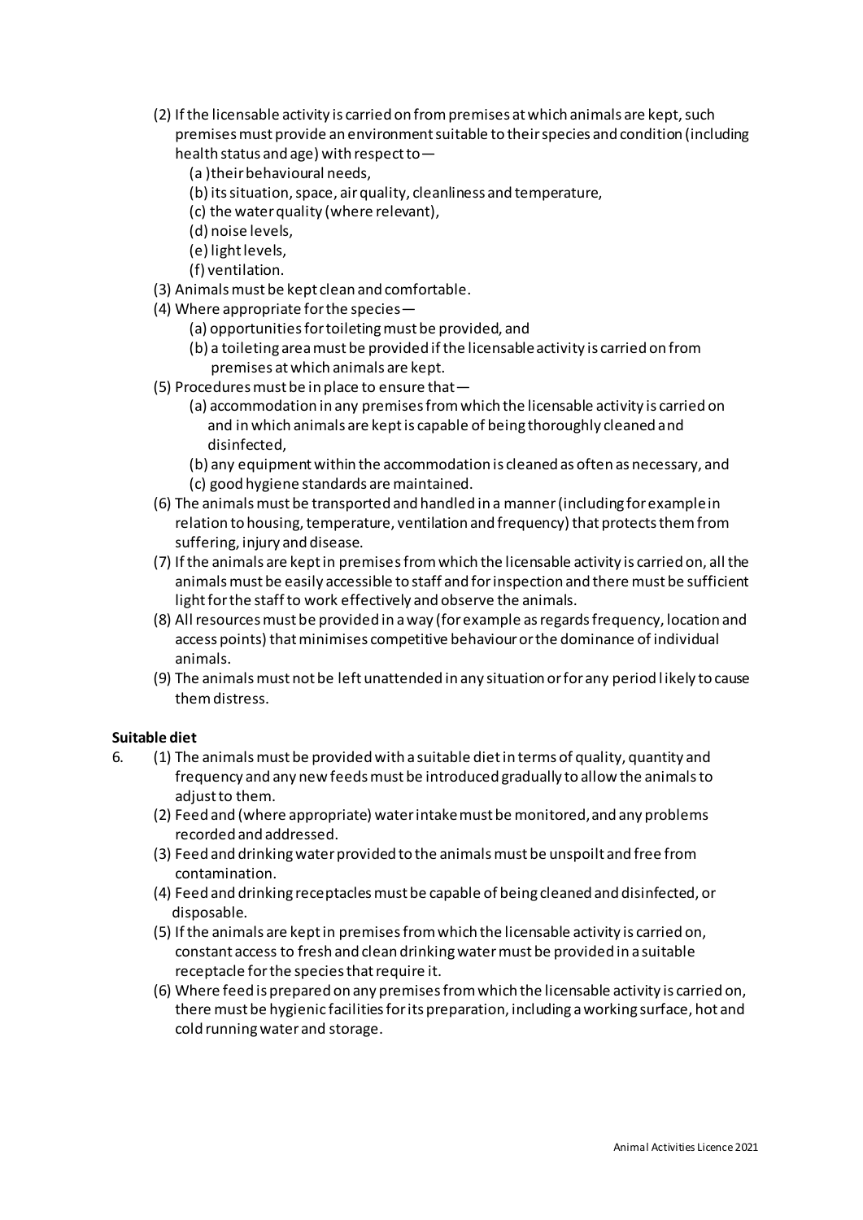(2) If the licensable activity is carried on from premises at which animals are kept, such premises must provide an environment suitable to their species and condition (including health status and age) with respect to—

(a )their behavioural needs,

(b) its situation, space, air quality, cleanliness and temperature,

(c) the water quality (where relevant),

(d) noise levels,

(e) light levels,

(f) ventilation.

(3) Animals must be kept clean and comfortable.

(4) Where appropriate for the species—

(a) opportunities for toileting must be provided, and

(b) a toileting area must be provided if the licensable activity is carried on from premises at which animals are kept.

(5) Procedures must be in place to ensure that—

(a) accommodation in any premises from which the licensable activity is carried on and in which animals are kept is capable of being thoroughly cleaned and disinfected,

(b) any equipment within the accommodation is cleaned as often as necessary, and

(c) good hygiene standards are maintained.

(6) The animals must be transported and handled in a manner (including for example in relation to housing, temperature, ventilation and frequency) that protects them from suffering, injury and disease.

(7) If the animals are kept in premises from which the licensable activity is carried on, all the animals must be easily accessible to staff and for inspection and there must be sufficient light for the staff to work effectively and observe the animals.

(8) All resources must be provided in a way (for example as regards frequency, location and access points) that minimises competitive behaviour or the dominance of individual animals.

(9) The animals must not be left unattended in any situation or for any period likely to cause them distress.

**Suitable diet**

6. (1) The animals must be provided with a suitable diet in terms of quality, quantity and frequency and any new feeds must be introduced gradually to allow the animals to adjust to them.

(2) Feed and (where appropriate) water intake must be monitored, and any problems recorded and addressed.

(3) Feed and drinking water provided to the animals must be unspoilt and free from contamination.

(4) Feed and drinking receptacles must be capable of being cleaned and disinfected, or disposable.

(5) If the animals are kept in premises from which the licensable activity is carried on, constant access to fresh and clean drinking water must be provided in a suitable receptacle for the species that require it.

(6) Where feed is prepared on any premises from which the licensable activity is carried on, there must be hygienic facilities for its preparation, including a working surface, hot and cold running water and storage.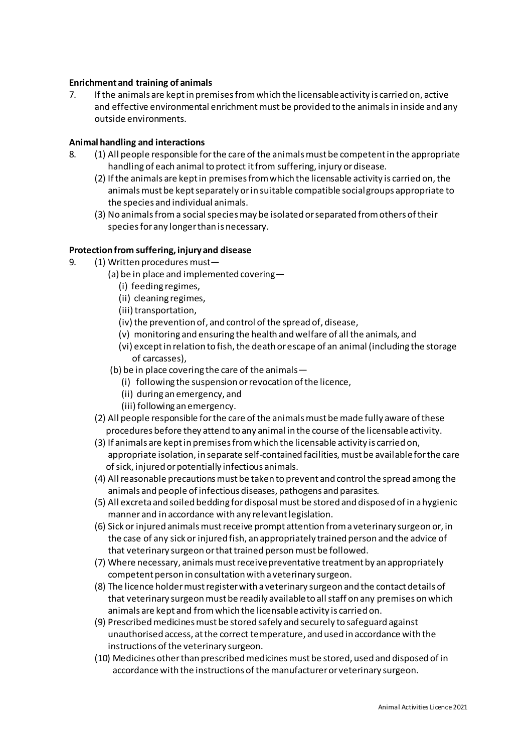**Enrichment and training of animals**

7. If the animals are kept in premises from which the licensable activity is carried on, active and effective environmental enrichment must be provided to the animals in inside and any outside environments.

**Animal handling and interactions**

8. (1) All people responsible for the care of the animals must be competent in the appropriate handling of each animal to protect it from suffering, injury or disease.
   (2) If the animals are kept in premises from which the licensable activity is carried on, the animals must be kept separately or in suitable compatible social groups appropriate to the species and individual animals.
   (3) No animals from a social species may be isolated or separated from others of their species for any longer than is necessary.

**Protection from suffering, injury and disease**

9. (1) Written procedures must—
      (a) be in place and implemented covering—
         (i) feeding regimes,
         (ii) cleaning regimes,
         (iii) transportation,
         (iv) the prevention of, and control of the spread of, disease,
         (v) monitoring and ensuring the health and welfare of all the animals, and
         (vi) except in relation to fish, the death or escape of an animal (including the storage of carcasses),
      (b) be in place covering the care of the animals—
         (i) following the suspension or revocation of the licence,
         (ii) during an emergency, and
         (iii) following an emergency.
   (2) All people responsible for the care of the animals must be made fully aware of these procedures before they attend to any animal in the course of the licensable activity.
   (3) If animals are kept in premises from which the licensable activity is carried on, appropriate isolation, in separate self-contained facilities, must be available for the care of sick, injured or potentially infectious animals.
   (4) All reasonable precautions must be taken to prevent and control the spread among the animals and people of infectious diseases, pathogens and parasites.
   (5) All excreta and soiled bedding for disposal must be stored and disposed of in a hygienic manner and in accordance with any relevant legislation.
   (6) Sick or injured animals must receive prompt attention from a veterinary surgeon or, in the case of any sick or injured fish, an appropriately trained person and the advice of that veterinary surgeon or that trained person must be followed.
   (7) Where necessary, animals must receive preventative treatment by an appropriately competent person in consultation with a veterinary surgeon.
   (8) The licence holder must register with a veterinary surgeon and the contact details of that veterinary surgeon must be readily available to all staff on any premises on which animals are kept and from which the licensable activity is carried on.
   (9) Prescribed medicines must be stored safely and securely to safeguard against unauthorised access, at the correct temperature, and used in accordance with the instructions of the veterinary surgeon.
   (10) Medicines other than prescribed medicines must be stored, used and disposed of in accordance with the instructions of the manufacturer or veterinary surgeon.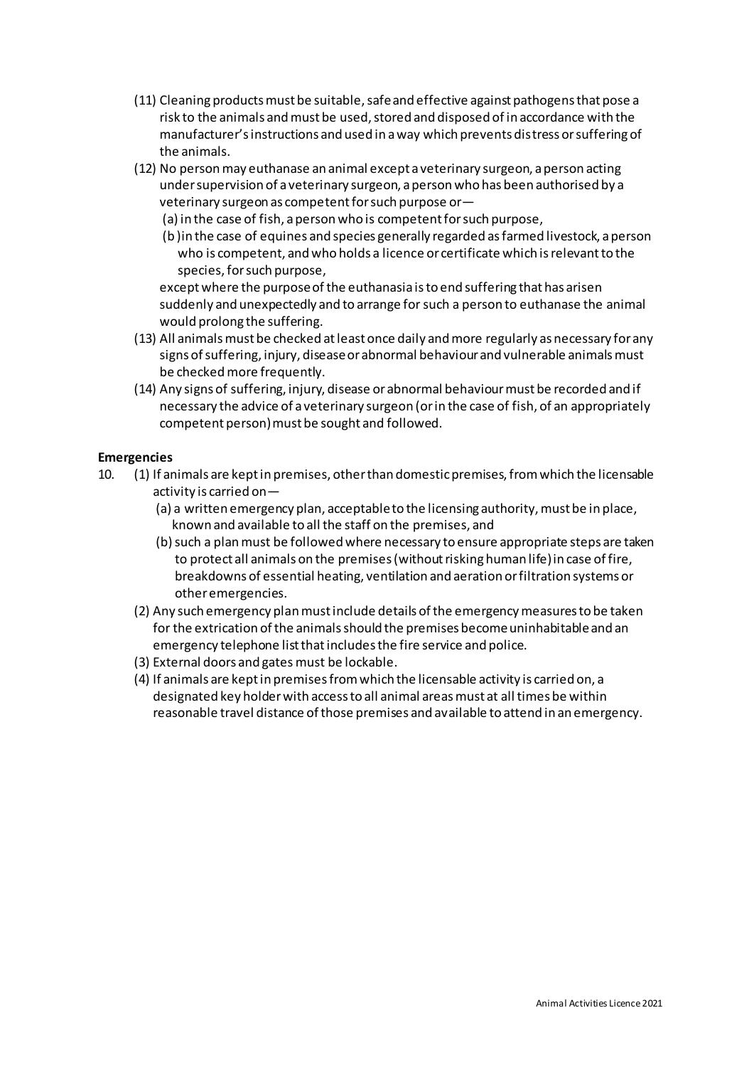(11) Cleaning products must be suitable, safe and effective against pathogens that pose a risk to the animals and must be used, stored and disposed of in accordance with the manufacturer's instructions and used in a way which prevents distress or suffering of the animals.

(12) No person may euthanase an animal except a veterinary surgeon, a person acting under supervision of a veterinary surgeon, a person who has been authorised by a veterinary surgeon as competent for such purpose or—

(a) in the case of fish, a person who is competent for such purpose,

(b) in the case of equines and species generally regarded as farmed livestock, a person who is competent, and who holds a licence or certificate which is relevant to the species, for such purpose,

except where the purpose of the euthanasia is to end suffering that has arisen suddenly and unexpectedly and to arrange for such a person to euthanase the animal would prolong the suffering.

(13) All animals must be checked at least once daily and more regularly as necessary for any signs of suffering, injury, disease or abnormal behaviour and vulnerable animals must be checked more frequently.

(14) Any signs of suffering, injury, disease or abnormal behaviour must be recorded and if necessary the advice of a veterinary surgeon (or in the case of fish, of an appropriately competent person) must be sought and followed.

**Emergencies**

10. (1) If animals are kept in premises, other than domestic premises, from which the licensable activity is carried on—

(a) a written emergency plan, acceptable to the licensing authority, must be in place, known and available to all the staff on the premises, and

(b) such a plan must be followed where necessary to ensure appropriate steps are taken to protect all animals on the premises (without risking human life) in case of fire, breakdowns of essential heating, ventilation and aeration or filtration systems or other emergencies.

(2) Any such emergency plan must include details of the emergency measures to be taken for the extrication of the animals should the premises become uninhabitable and an emergency telephone list that includes the fire service and police.

(3) External doors and gates must be lockable.

(4) If animals are kept in premises from which the licensable activity is carried on, a designated key holder with access to all animal areas must at all times be within reasonable travel distance of those premises and available to attend in an emergency.